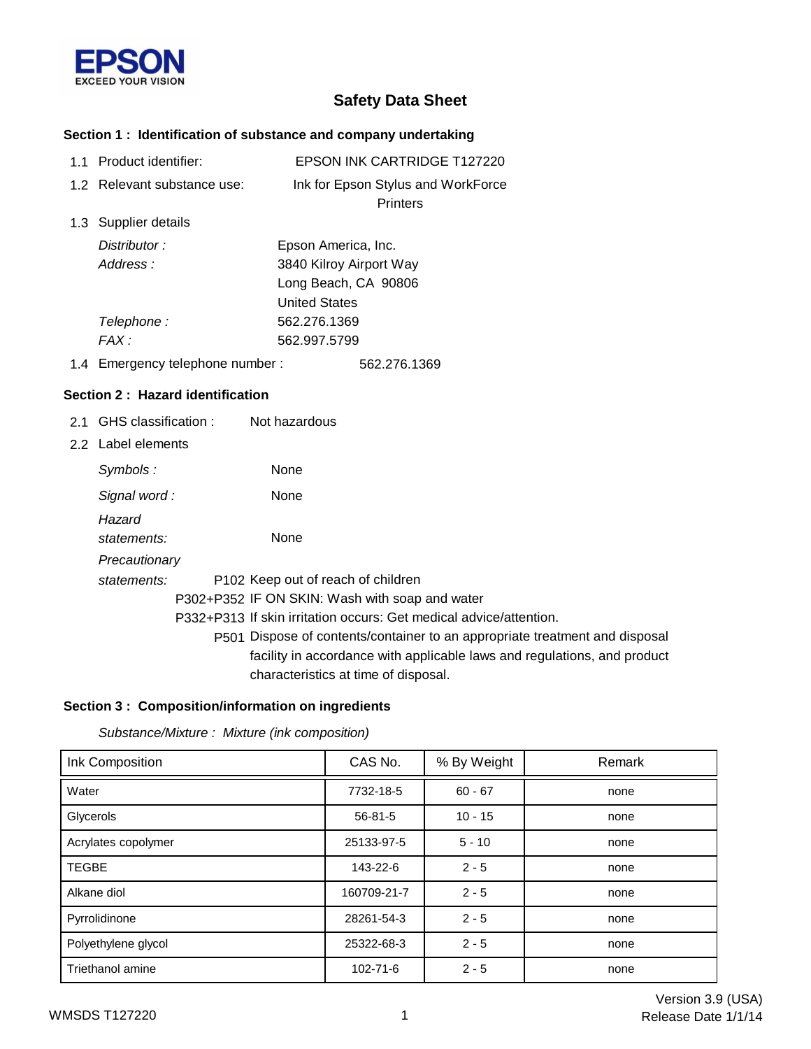EPSON
EXCEED YOUR VISION

# Safety Data Sheet

## Section 1 : Identification of substance and company undertaking

1.1 Product identifier: EPSON INK CARTRIDGE T127220

1.2 Relevant substance use: Ink for Epson Stylus and WorkForce Printers

1.3 Supplier details

*Distributor :* Epson America, Inc.

*Address :* 3840 Kilroy Airport Way
Long Beach, CA 90806
United States

*Telephone :* 562.276.1369

*FAX :* 562.997.5799

1.4 Emergency telephone number : 562.276.1369

## Section 2 : Hazard identification

2.1 GHS classification : Not hazardous

2.2 Label elements

*Symbols :* None

*Signal word :* None

*Hazard statements:* None

*Precautionary statements:*

P102 Keep out of reach of children

P302+P352 IF ON SKIN: Wash with soap and water

P332+P313 If skin irritation occurs: Get medical advice/attention.

P501 Dispose of contents/container to an appropriate treatment and disposal facility in accordance with applicable laws and regulations, and product characteristics at time of disposal.

## Section 3 : Composition/information on ingredients

*Substance/Mixture : Mixture (ink composition)*

| Ink Composition | CAS No. | % By Weight | Remark |
|---|---|---|---|
| Water | 7732-18-5 | 60 - 67 | none |
| Glycerols | 56-81-5 | 10 - 15 | none |
| Acrylates copolymer | 25133-97-5 | 5 - 10 | none |
| TEGBE | 143-22-6 | 2 - 5 | none |
| Alkane diol | 160709-21-7 | 2 - 5 | none |
| Pyrrolidinone | 28261-54-3 | 2 - 5 | none |
| Polyethylene glycol | 25322-68-3 | 2 - 5 | none |
| Triethanol amine | 102-71-6 | 2 - 5 | none |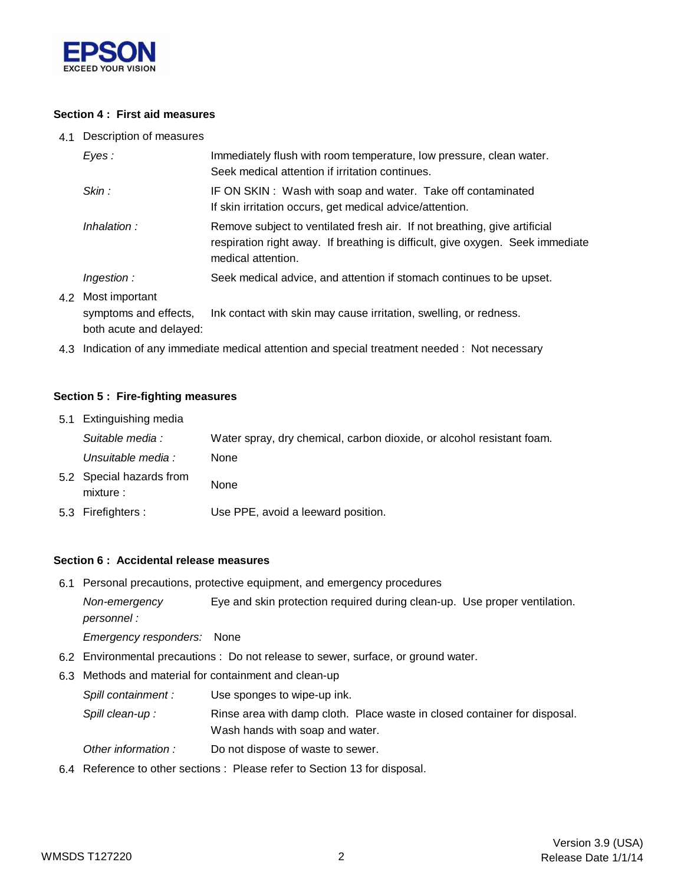### Section 4 : First aid measures

4.1 Description of measures

| | |
|---|---|
| *Eyes :* | Immediately flush with room temperature, low pressure, clean water. Seek medical attention if irritation continues. |
| *Skin :* | IF ON SKIN : Wash with soap and water. Take off contaminated If skin irritation occurs, get medical advice/attention. |
| *Inhalation :* | Remove subject to ventilated fresh air. If not breathing, give artificial respiration right away. If breathing is difficult, give oxygen. Seek immediate medical attention. |
| *Ingestion :* | Seek medical advice, and attention if stomach continues to be upset. |

4.2 Most important symptoms and effects, both acute and delayed: Ink contact with skin may cause irritation, swelling, or redness.

4.3 Indication of any immediate medical attention and special treatment needed : Not necessary

### Section 5 : Fire-fighting measures

5.1 Extinguishing media

| | |
|---|---|
| *Suitable media :* | Water spray, dry chemical, carbon dioxide, or alcohol resistant foam. |
| *Unsuitable media :* | None |

5.2 Special hazards from mixture : None

5.3 Firefighters : Use PPE, avoid a leeward position.

### Section 6 : Accidental release measures

6.1 Personal precautions, protective equipment, and emergency procedures

| | |
|---|---|
| *Non-emergency personnel :* | Eye and skin protection required during clean-up. Use proper ventilation. |
| *Emergency responders:* | None |

6.2 Environmental precautions : Do not release to sewer, surface, or ground water.

6.3 Methods and material for containment and clean-up

| | |
|---|---|
| *Spill containment :* | Use sponges to wipe-up ink. |
| *Spill clean-up :* | Rinse area with damp cloth. Place waste in closed container for disposal. Wash hands with soap and water. |
| *Other information :* | Do not dispose of waste to sewer. |

6.4 Reference to other sections : Please refer to Section 13 for disposal.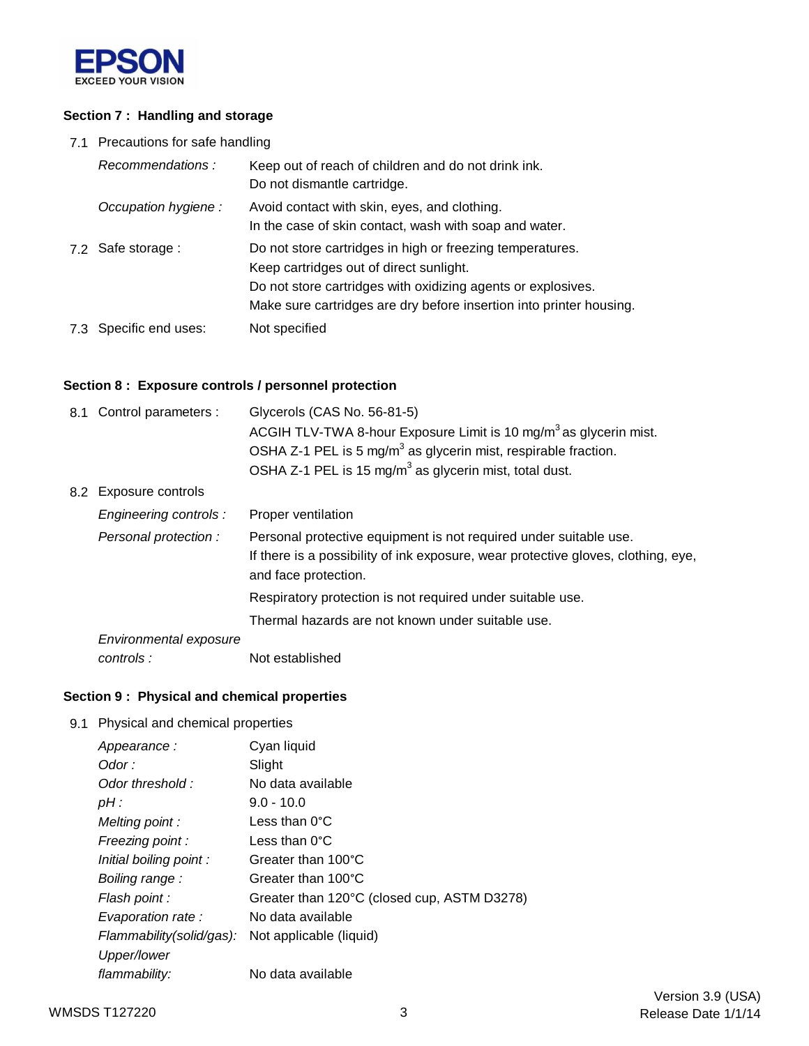## Section 7 : Handling and storage

7.1 Precautions for safe handling

| | |
|---|---|
| *Recommendations :* | Keep out of reach of children and do not drink ink.<br>Do not dismantle cartridge. |
| *Occupation hygiene :* | Avoid contact with skin, eyes, and clothing.<br>In the case of skin contact, wash with soap and water. |
| 7.2 Safe storage : | Do not store cartridges in high or freezing temperatures.<br>Keep cartridges out of direct sunlight.<br>Do not store cartridges with oxidizing agents or explosives.<br>Make sure cartridges are dry before insertion into printer housing. |
| 7.3 Specific end uses: | Not specified |

## Section 8 : Exposure controls / personnel protection

| | |
|---|---|
| 8.1 Control parameters : | Glycerols (CAS No. 56-81-5)<br>ACGIH TLV-TWA 8-hour Exposure Limit is 10 $mg/m^3$ as glycerin mist.<br>OSHA Z-1 PEL is 5 $mg/m^3$ as glycerin mist, respirable fraction.<br>OSHA Z-1 PEL is 15 $mg/m^3$ as glycerin mist, total dust. |
| 8.2 Exposure controls | |
| *Engineering controls :* | Proper ventilation |
| *Personal protection :* | Personal protective equipment is not required under suitable use.<br>If there is a possibility of ink exposure, wear protective gloves, clothing, eye, and face protection.<br>Respiratory protection is not required under suitable use.<br>Thermal hazards are not known under suitable use. |
| *Environmental exposure controls :* | Not established |

## Section 9 : Physical and chemical properties

9.1 Physical and chemical properties

| | |
|---|---|
| *Appearance :* | Cyan liquid |
| *Odor :* | Slight |
| *Odor threshold :* | No data available |
| *pH :* | 9.0 - 10.0 |
| *Melting point :* | Less than 0°C |
| *Freezing point :* | Less than 0°C |
| *Initial boiling point :* | Greater than 100°C |
| *Boiling range :* | Greater than 100°C |
| *Flash point :* | Greater than 120°C (closed cup, ASTM D3278) |
| *Evaporation rate :* | No data available |
| *Flammability(solid/gas):* | Not applicable (liquid) |
| *Upper/lower flammability:* | No data available |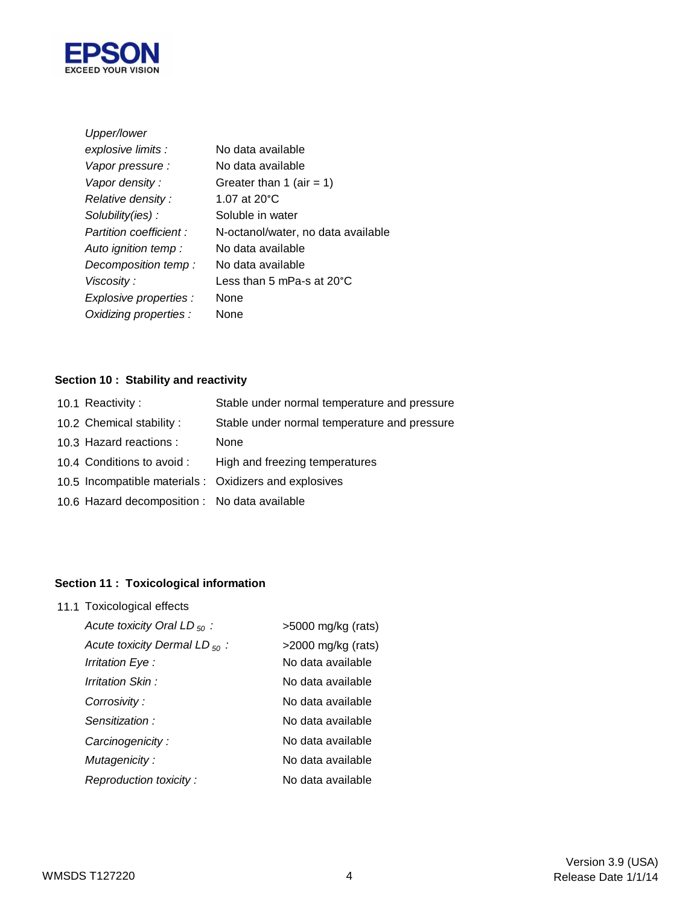| | |
|---|---|
| *Upper/lower explosive limits :* | No data available |
| *Vapor pressure :* | No data available |
| *Vapor density :* | Greater than 1 (air = 1) |
| *Relative density :* | 1.07 at 20°C |
| *Solubility(ies) :* | Soluble in water |
| *Partition coefficient :* | N-octanol/water, no data available |
| *Auto ignition temp :* | No data available |
| *Decomposition temp :* | No data available |
| *Viscosity :* | Less than 5 mPa-s at 20°C |
| *Explosive properties :* | None |
| *Oxidizing properties :* | None |

## Section 10 : Stability and reactivity

| | |
|---|---|
| 10.1 Reactivity : | Stable under normal temperature and pressure |
| 10.2 Chemical stability : | Stable under normal temperature and pressure |
| 10.3 Hazard reactions : | None |
| 10.4 Conditions to avoid : | High and freezing temperatures |
| 10.5 Incompatible materials : | Oxidizers and explosives |
| 10.6 Hazard decomposition : | No data available |

## Section 11 : Toxicological information

11.1 Toxicological effects

| | |
|---|---|
| *Acute toxicity Oral $LD_{50}$ :* | >5000 mg/kg (rats) |
| *Acute toxicity Dermal $LD_{50}$ :* | >2000 mg/kg (rats) |
| *Irritation Eye :* | No data available |
| *Irritation Skin :* | No data available |
| *Corrosivity :* | No data available |
| *Sensitization :* | No data available |
| *Carcinogenicity :* | No data available |
| *Mutagenicity :* | No data available |
| *Reproduction toxicity :* | No data available |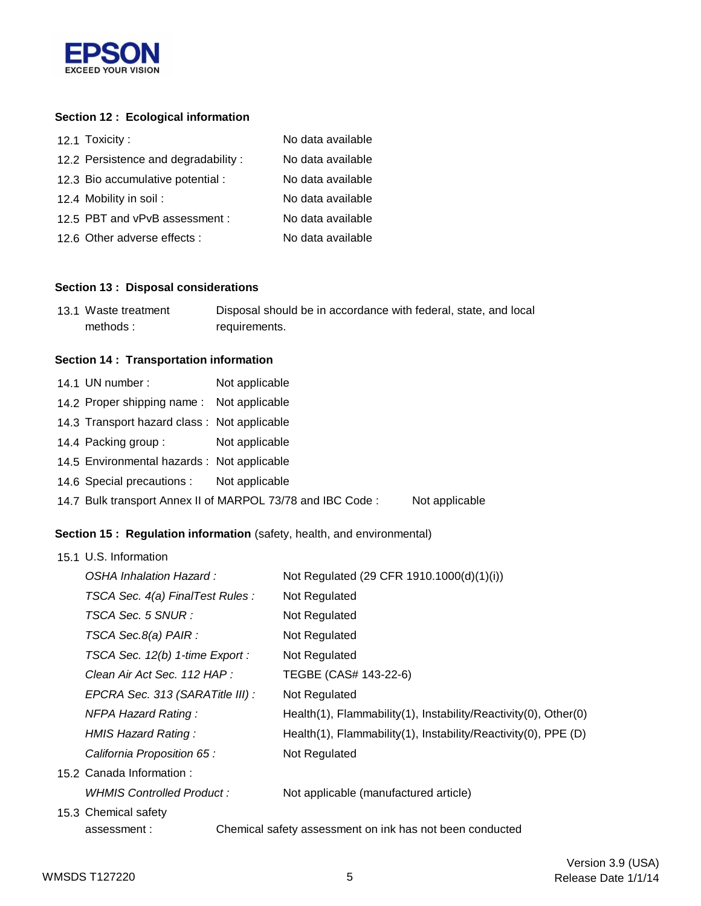## Section 12 : Ecological information

| | |
|---|---|
| 12.1 Toxicity : | No data available |
| 12.2 Persistence and degradability : | No data available |
| 12.3 Bio accumulative potential : | No data available |
| 12.4 Mobility in soil : | No data available |
| 12.5 PBT and vPvB assessment : | No data available |
| 12.6 Other adverse effects : | No data available |

## Section 13 : Disposal considerations

| | |
|---|---|
| 13.1 Waste treatment methods : | Disposal should be in accordance with federal, state, and local requirements. |

## Section 14 : Transportation information

| | |
|---|---|
| 14.1 UN number : | Not applicable |
| 14.2 Proper shipping name : | Not applicable |
| 14.3 Transport hazard class : | Not applicable |
| 14.4 Packing group : | Not applicable |
| 14.5 Environmental hazards : | Not applicable |
| 14.6 Special precautions : | Not applicable |
| 14.7 Bulk transport Annex II of MARPOL 73/78 and IBC Code : | Not applicable |

## Section 15 : Regulation information (safety, health, and environmental)

15.1 U.S. Information

| | |
|---|---|
| *OSHA Inhalation Hazard :* | Not Regulated (29 CFR 1910.1000(d)(1)(i)) |
| *TSCA Sec. 4(a) FinalTest Rules :* | Not Regulated |
| *TSCA Sec. 5 SNUR :* | Not Regulated |
| *TSCA Sec.8(a) PAIR :* | Not Regulated |
| *TSCA Sec. 12(b) 1-time Export :* | Not Regulated |
| *Clean Air Act Sec. 112 HAP :* | TEGBE (CAS# 143-22-6) |
| *EPCRA Sec. 313 (SARATitle III) :* | Not Regulated |
| *NFPA Hazard Rating :* | Health(1), Flammability(1), Instability/Reactivity(0), Other(0) |
| *HMIS Hazard Rating :* | Health(1), Flammability(1), Instability/Reactivity(0), PPE (D) |
| *California Proposition 65 :* | Not Regulated |

15.2 Canada Information :

| | |
|---|---|
| *WHMIS Controlled Product :* | Not applicable (manufactured article) |

15.3 Chemical safety assessment : Chemical safety assessment on ink has not been conducted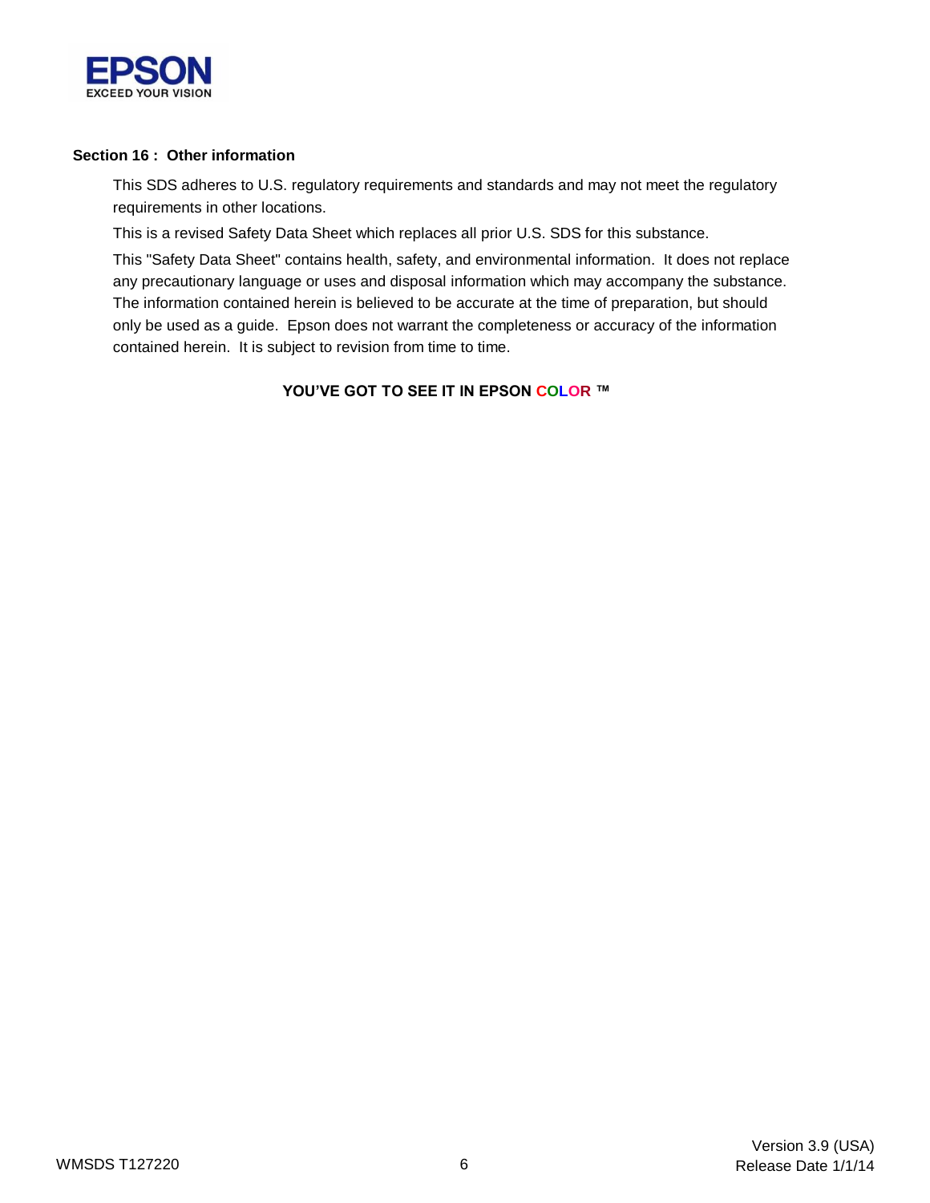## Section 16 : Other information

This SDS adheres to U.S. regulatory requirements and standards and may not meet the regulatory requirements in other locations.

This is a revised Safety Data Sheet which replaces all prior U.S. SDS for this substance.

This "Safety Data Sheet" contains health, safety, and environmental information. It does not replace any precautionary language or uses and disposal information which may accompany the substance. The information contained herein is believed to be accurate at the time of preparation, but should only be used as a guide. Epson does not warrant the completeness or accuracy of the information contained herein. It is subject to revision from time to time.

**YOU'VE GOT TO SEE IT IN EPSON COLOR ™**